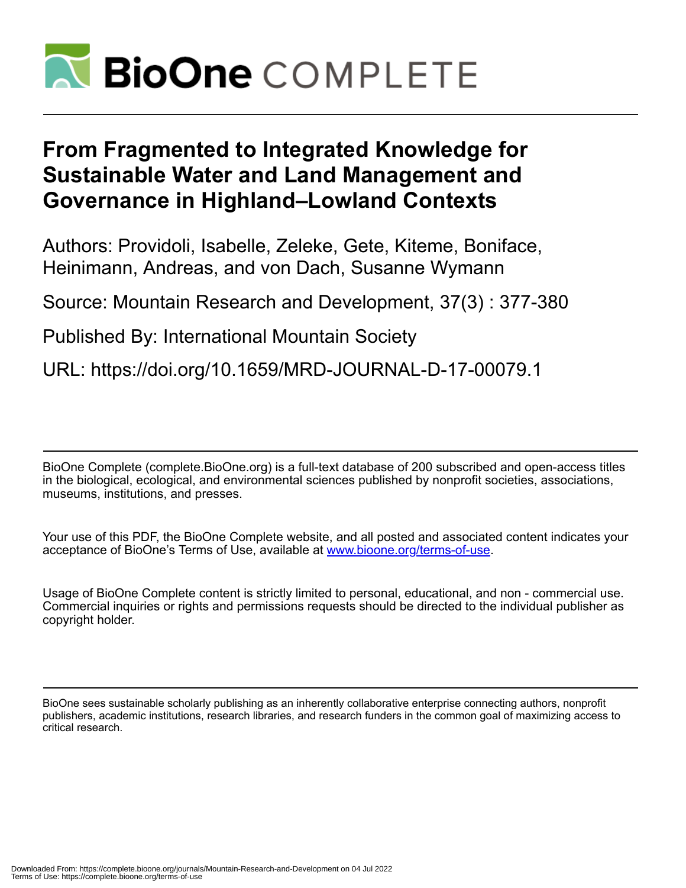# From Fragmented to Integrated Knowledge for Sustainable Water and Land Management and Governance in Highland–Lowland Contexts

Authors: Providoli, Isabelle, Zeleke, Gete, Kiteme, Boniface, Heinimann, Andreas, and von Dach, Susanne Wymann

Source: Mountain Research and Development, 37(3) : 377-380

Published By: International Mountain Society

URL: https://doi.org/10.1659/MRD-JOURNAL-D-17-00079.1

BioOne Complete (complete.BioOne.org) is a full-text database of 200 subscribed and open-access titles in the biological, ecological, and environmental sciences published by nonprofit societies, associations, museums, institutions, and presses.

Your use of this PDF, the BioOne Complete website, and all posted and associated content indicates your acceptance of BioOne's Terms of Use, available at www.bioone.org/terms-of-use.

Usage of BioOne Complete content is strictly limited to personal, educational, and non - commercial use. Commercial inquiries or rights and permissions requests should be directed to the individual publisher as copyright holder.

BioOne sees sustainable scholarly publishing as an inherently collaborative enterprise connecting authors, nonprofit publishers, academic institutions, research libraries, and research funders in the common goal of maximizing access to critical research.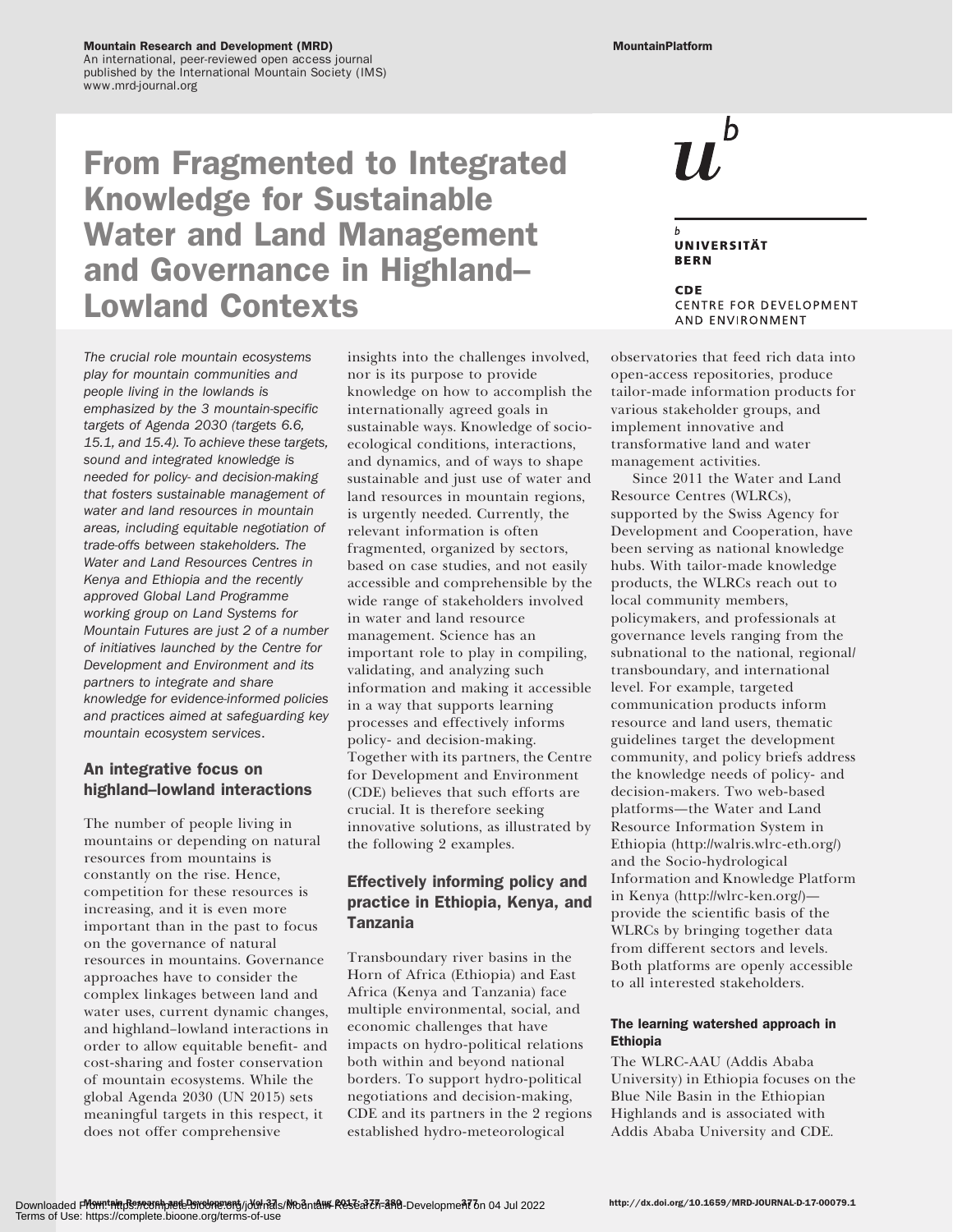# From Fragmented to Integrated Knowledge for Sustainable Water and Land Management and Governance in Highland–Lowland Contexts

*The crucial role mountain ecosystems play for mountain communities and people living in the lowlands is emphasized by the 3 mountain-specific targets of Agenda 2030 (targets 6.6, 15.1, and 15.4). To achieve these targets, sound and integrated knowledge is needed for policy- and decision-making that fosters sustainable management of water and land resources in mountain areas, including equitable negotiation of trade-offs between stakeholders. The Water and Land Resources Centres in Kenya and Ethiopia and the recently approved Global Land Programme working group on Land Systems for Mountain Futures are just 2 of a number of initiatives launched by the Centre for Development and Environment and its partners to integrate and share knowledge for evidence-informed policies and practices aimed at safeguarding key mountain ecosystem services.*

## An integrative focus on highland–lowland interactions

The number of people living in mountains or depending on natural resources from mountains is constantly on the rise. Hence, competition for these resources is increasing, and it is even more important than in the past to focus on the governance of natural resources in mountains. Governance approaches have to consider the complex linkages between land and water uses, current dynamic changes, and highland–lowland interactions in order to allow equitable benefit- and cost-sharing and foster conservation of mountain ecosystems. While the global Agenda 2030 (UN 2015) sets meaningful targets in this respect, it does not offer comprehensive insights into the challenges involved, nor is its purpose to provide knowledge on how to accomplish the internationally agreed goals in sustainable ways. Knowledge of socio-ecological conditions, interactions, and dynamics, and of ways to shape sustainable and just use of water and land resources in mountain regions, is urgently needed. Currently, the relevant information is often fragmented, organized by sectors, based on case studies, and not easily accessible and comprehensible by the wide range of stakeholders involved in water and land resource management. Science has an important role to play in compiling, validating, and analyzing such information and making it accessible in a way that supports learning processes and effectively informs policy- and decision-making. Together with its partners, the Centre for Development and Environment (CDE) believes that such efforts are crucial. It is therefore seeking innovative solutions, as illustrated by the following 2 examples.

## Effectively informing policy and practice in Ethiopia, Kenya, and Tanzania

Transboundary river basins in the Horn of Africa (Ethiopia) and East Africa (Kenya and Tanzania) face multiple environmental, social, and economic challenges that have impacts on hydro-political relations both within and beyond national borders. To support hydro-political negotiations and decision-making, CDE and its partners in the 2 regions established hydro-meteorological observatories that feed rich data into open-access repositories, produce tailor-made information products for various stakeholder groups, and implement innovative and transformative land and water management activities.

Since 2011 the Water and Land Resource Centres (WLRCs), supported by the Swiss Agency for Development and Cooperation, have been serving as national knowledge hubs. With tailor-made knowledge products, the WLRCs reach out to local community members, policymakers, and professionals at governance levels ranging from the subnational to the national, regional/transboundary, and international level. For example, targeted communication products inform resource and land users, thematic guidelines target the development community, and policy briefs address the knowledge needs of policy- and decision-makers. Two web-based platforms—the Water and Land Resource Information System in Ethiopia (http://walris.wlrc-eth.org/) and the Socio-hydrological Information and Knowledge Platform in Kenya (http://wlrc-ken.org/)—provide the scientific basis of the WLRCs by bringing together data from different sectors and levels. Both platforms are openly accessible to all interested stakeholders.

### The learning watershed approach in Ethiopia

The WLRC-AAU (Addis Ababa University) in Ethiopia focuses on the Blue Nile Basin in the Ethiopian Highlands and is associated with Addis Ababa University and CDE.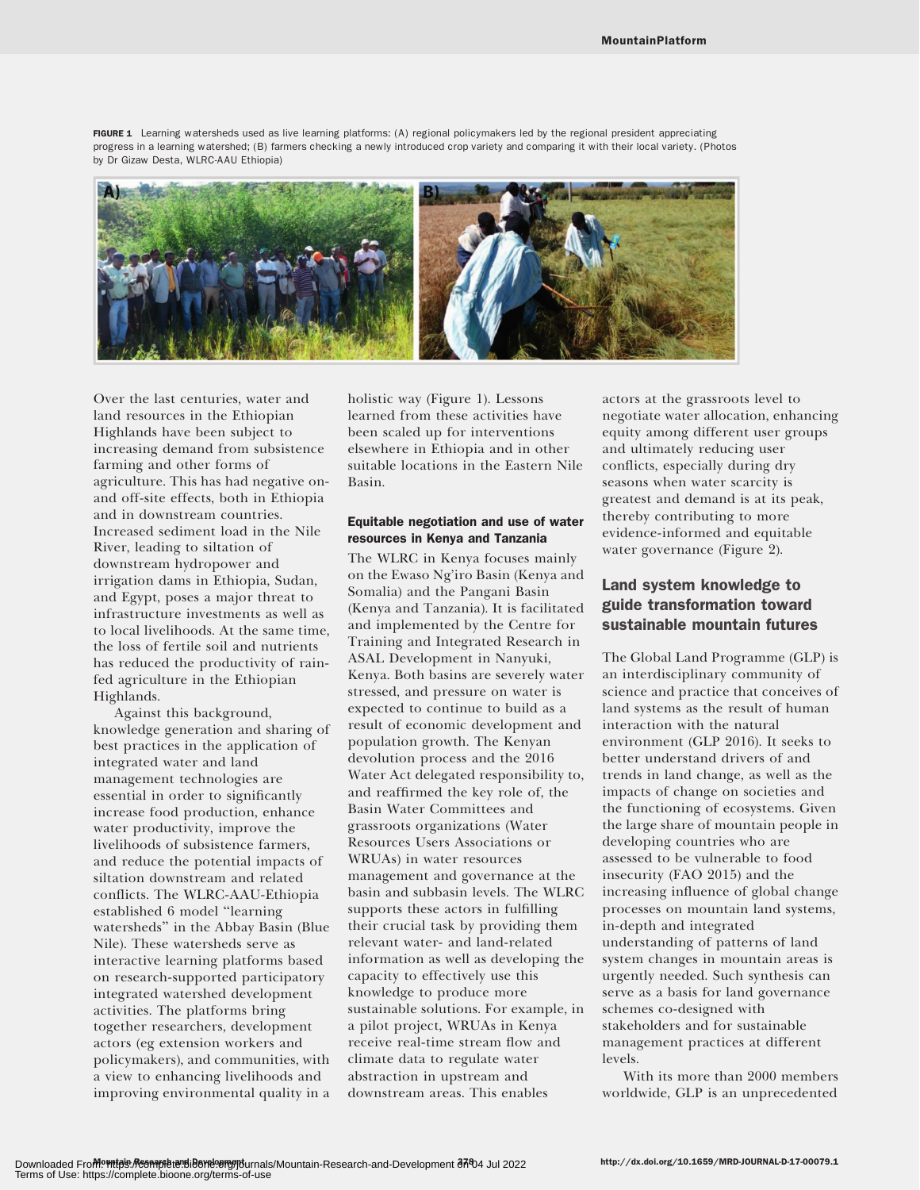FIGURE 1 Learning watersheds used as live learning platforms: (A) regional policymakers led by the regional president appreciating progress in a learning watershed; (B) farmers checking a newly introduced crop variety and comparing it with their local variety. (Photos by Dr Gizaw Desta, WLRC-AAU Ethiopia)

Over the last centuries, water and land resources in the Ethiopian Highlands have been subject to increasing demand from subsistence farming and other forms of agriculture. This has had negative on- and off-site effects, both in Ethiopia and in downstream countries. Increased sediment load in the Nile River, leading to siltation of downstream hydropower and irrigation dams in Ethiopia, Sudan, and Egypt, poses a major threat to infrastructure investments as well as to local livelihoods. At the same time, the loss of fertile soil and nutrients has reduced the productivity of rain-fed agriculture in the Ethiopian Highlands.

Against this background, knowledge generation and sharing of best practices in the application of integrated water and land management technologies are essential in order to significantly increase food production, enhance water productivity, improve the livelihoods of subsistence farmers, and reduce the potential impacts of siltation downstream and related conflicts. The WLRC-AAU-Ethiopia established 6 model "learning watersheds" in the Abbay Basin (Blue Nile). These watersheds serve as interactive learning platforms based on research-supported participatory integrated watershed development activities. The platforms bring together researchers, development actors (eg extension workers and policymakers), and communities, with a view to enhancing livelihoods and improving environmental quality in a holistic way (Figure 1). Lessons learned from these activities have been scaled up for interventions elsewhere in Ethiopia and in other suitable locations in the Eastern Nile Basin.

### Equitable negotiation and use of water resources in Kenya and Tanzania

The WLRC in Kenya focuses mainly on the Ewaso Ng'iro Basin (Kenya and Somalia) and the Pangani Basin (Kenya and Tanzania). It is facilitated and implemented by the Centre for Training and Integrated Research in ASAL Development in Nanyuki, Kenya. Both basins are severely water stressed, and pressure on water is expected to continue to build as a result of economic development and population growth. The Kenyan devolution process and the 2016 Water Act delegated responsibility to, and reaffirmed the key role of, the Basin Water Committees and grassroots organizations (Water Resources Users Associations or WRUAs) in water resources management and governance at the basin and subbasin levels. The WLRC supports these actors in fulfilling their crucial task by providing them relevant water- and land-related information as well as developing the capacity to effectively use this knowledge to produce more sustainable solutions. For example, in a pilot project, WRUAs in Kenya receive real-time stream flow and climate data to regulate water abstraction in upstream and downstream areas. This enables actors at the grassroots level to negotiate water allocation, enhancing equity among different user groups and ultimately reducing user conflicts, especially during dry seasons when water scarcity is greatest and demand is at its peak, thereby contributing to more evidence-informed and equitable water governance (Figure 2).

## Land system knowledge to guide transformation toward sustainable mountain futures

The Global Land Programme (GLP) is an interdisciplinary community of science and practice that conceives of land systems as the result of human interaction with the natural environment (GLP 2016). It seeks to better understand drivers of and trends in land change, as well as the impacts of change on societies and the functioning of ecosystems. Given the large share of mountain people in developing countries who are assessed to be vulnerable to food insecurity (FAO 2015) and the increasing influence of global change processes on mountain land systems, in-depth and integrated understanding of patterns of land system changes in mountain areas is urgently needed. Such synthesis can serve as a basis for land governance schemes co-designed with stakeholders and for sustainable management practices at different levels.

With its more than 2000 members worldwide, GLP is an unprecedented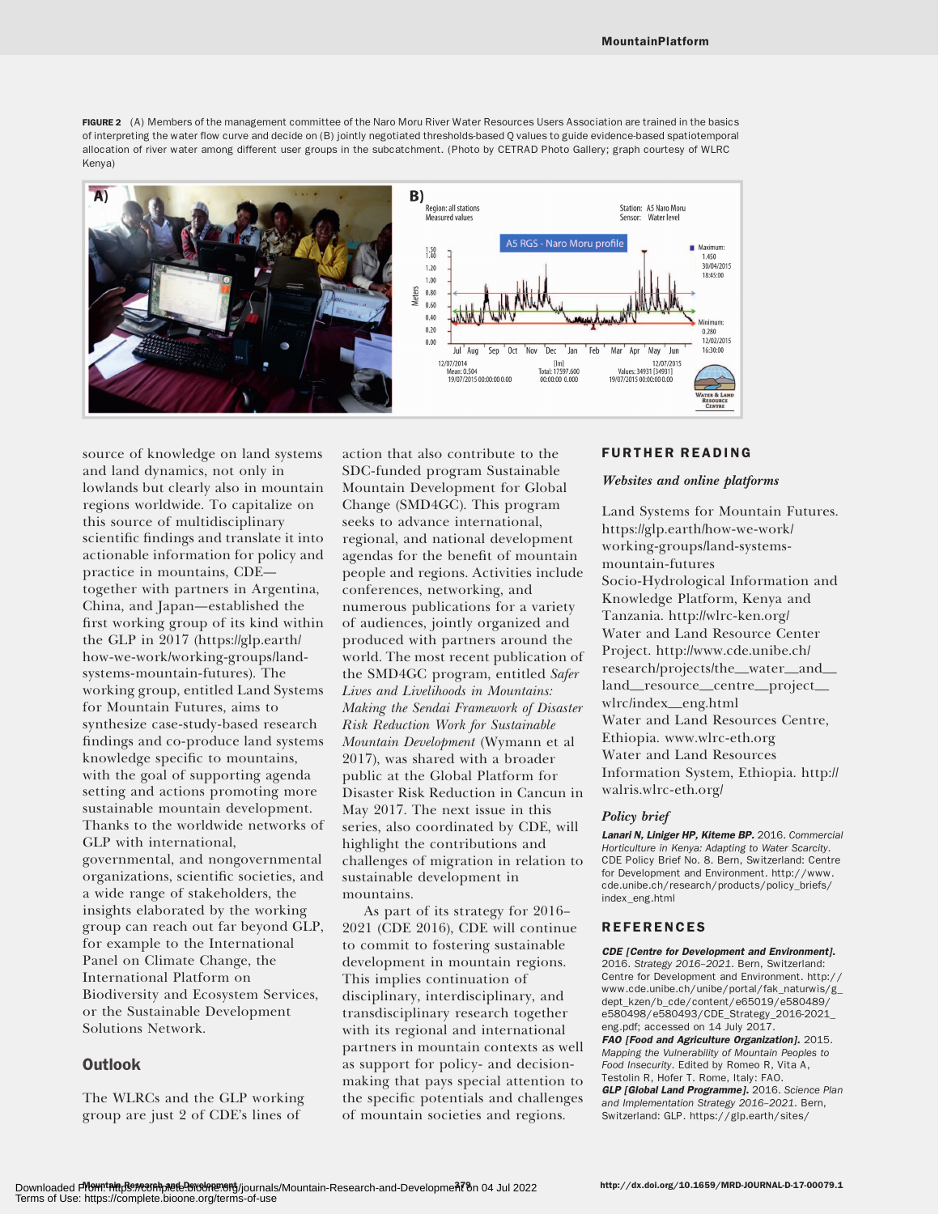FIGURE 2 (A) Members of the management committee of the Naro Moru River Water Resources Users Association are trained in the basics of interpreting the water flow curve and decide on (B) jointly negotiated thresholds-based Q values to guide evidence-based spatiotemporal allocation of river water among different user groups in the subcatchment. (Photo by CETRAD Photo Gallery; graph courtesy of WLRC Kenya)

source of knowledge on land systems and land dynamics, not only in lowlands but clearly also in mountain regions worldwide. To capitalize on this source of multidisciplinary scientific findings and translate it into actionable information for policy and practice in mountains, CDE—together with partners in Argentina, China, and Japan—established the first working group of its kind within the GLP in 2017 (https://glp.earth/how-we-work/working-groups/land-systems-mountain-futures). The working group, entitled Land Systems for Mountain Futures, aims to synthesize case-study-based research findings and co-produce land systems knowledge specific to mountains, with the goal of supporting agenda setting and actions promoting more sustainable mountain development. Thanks to the worldwide networks of GLP with international, governmental, and nongovernmental organizations, scientific societies, and a wide range of stakeholders, the insights elaborated by the working group can reach out far beyond GLP, for example to the International Panel on Climate Change, the International Platform on Biodiversity and Ecosystem Services, or the Sustainable Development Solutions Network.

## Outlook

The WLRCs and the GLP working group are just 2 of CDE's lines of action that also contribute to the SDC-funded program Sustainable Mountain Development for Global Change (SMD4GC). This program seeks to advance international, regional, and national development agendas for the benefit of mountain people and regions. Activities include conferences, networking, and numerous publications for a variety of audiences, jointly organized and produced with partners around the world. The most recent publication of the SMD4GC program, entitled *Safer Lives and Livelihoods in Mountains: Making the Sendai Framework of Disaster Risk Reduction Work for Sustainable Mountain Development* (Wymann et al 2017), was shared with a broader public at the Global Platform for Disaster Risk Reduction in Cancun in May 2017. The next issue in this series, also coordinated by CDE, will highlight the contributions and challenges of migration in relation to sustainable development in mountains.

As part of its strategy for 2016–2021 (CDE 2016), CDE will continue to commit to fostering sustainable development in mountain regions. This implies continuation of disciplinary, interdisciplinary, and transdisciplinary research together with its regional and international partners in mountain contexts as well as support for policy- and decision-making that pays special attention to the specific potentials and challenges of mountain societies and regions.

## FURTHER READING

### *Websites and online platforms*

Land Systems for Mountain Futures. https://glp.earth/how-we-work/working-groups/land-systems-mountain-futures
Socio-Hydrological Information and Knowledge Platform, Kenya and Tanzania. http://wlrc-ken.org/
Water and Land Resource Center Project. http://www.cde.unibe.ch/research/projects/the__water__and__land__resource__centre__project__wlrc/index__eng.html
Water and Land Resources Centre, Ethiopia. www.wlrc-eth.org
Water and Land Resources Information System, Ethiopia. http://walris.wlrc-eth.org/

### *Policy brief*

**Lanari N, Liniger HP, Kiteme BP.** 2016. *Commercial Horticulture in Kenya: Adapting to Water Scarcity.* CDE Policy Brief No. 8. Bern, Switzerland: Centre for Development and Environment. http://www.cde.unibe.ch/research/products/policy_briefs/index_eng.html

## REFERENCES

**CDE [Centre for Development and Environment].** 2016. *Strategy 2016–2021.* Bern, Switzerland: Centre for Development and Environment. http://www.cde.unibe.ch/unibe/portal/fak_naturwis/g_dept_kzen/b_cde/content/e65019/e580489/e580498/e580493/CDE_Strategy_2016-2021_eng.pdf; accessed on 14 July 2017.
**FAO [Food and Agriculture Organization].** 2015. *Mapping the Vulnerability of Mountain Peoples to Food Insecurity.* Edited by Romeo R, Vita A, Testolin R, Hofer T. Rome, Italy: FAO.
**GLP [Global Land Programme].** 2016. *Science Plan and Implementation Strategy 2016–2021.* Bern, Switzerland: GLP. https://glp.earth/sites/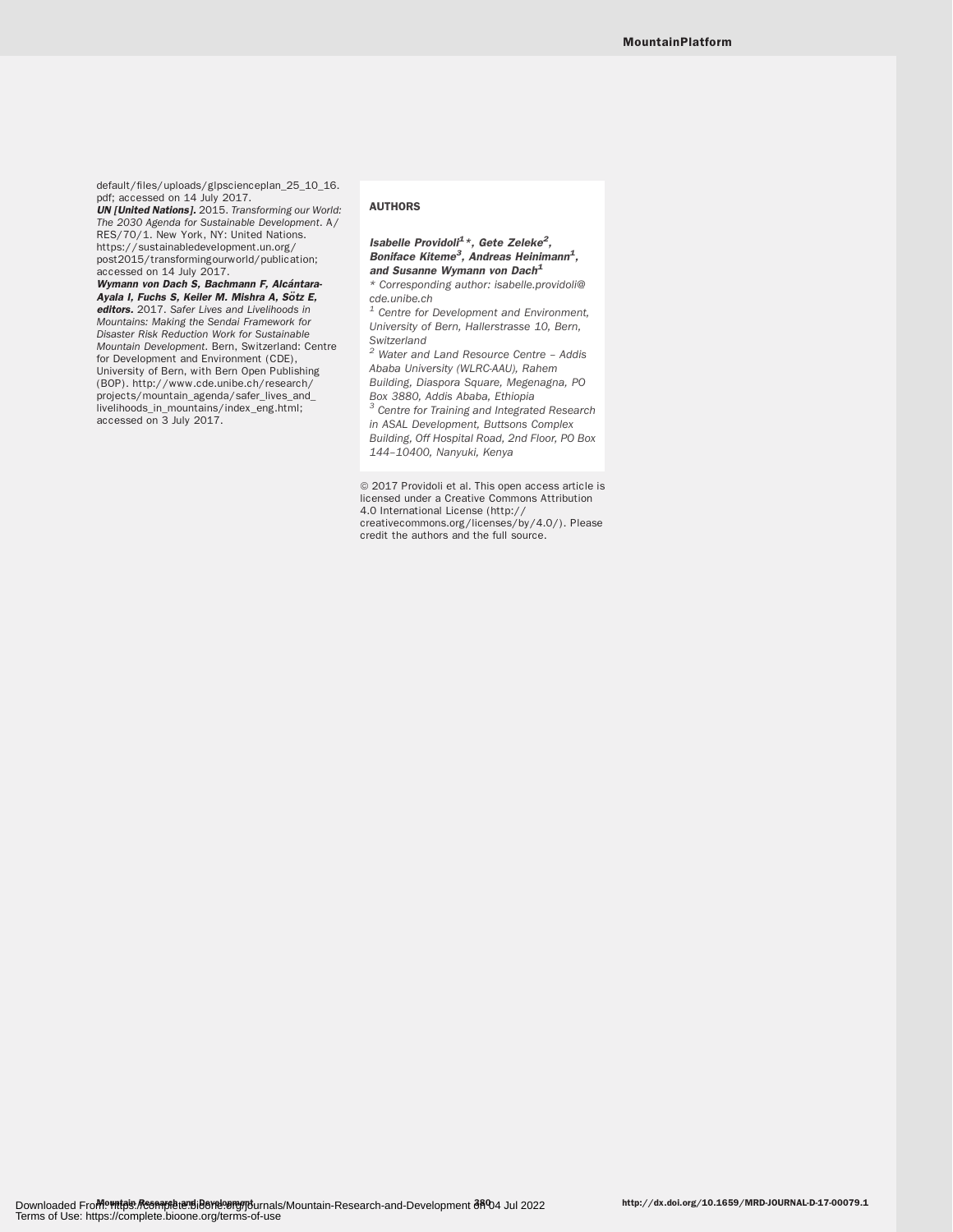default/files/uploads/glpscienceplan_25_10_16.pdf; accessed on 14 July 2017.

***UN [United Nations].*** 2015. *Transforming our World: The 2030 Agenda for Sustainable Development*. A/RES/70/1. New York, NY: United Nations. https://sustainabledevelopment.un.org/post2015/transformingourworld/publication; accessed on 14 July 2017.

***Wymann von Dach S, Bachmann F, Alcántara-Ayala I, Fuchs S, Keiler M. Mishra A, Sötz E, editors.*** 2017. *Safer Lives and Livelihoods in Mountains: Making the Sendai Framework for Disaster Risk Reduction Work for Sustainable Mountain Development*. Bern, Switzerland: Centre for Development and Environment (CDE), University of Bern, with Bern Open Publishing (BOP). http://www.cde.unibe.ch/research/projects/mountain_agenda/safer_lives_and_livelihoods_in_mountains/index_eng.html; accessed on 3 July 2017.

## AUTHORS

***Isabelle Providoli[1]*, Gete Zeleke[2], Boniface Kiteme[3], Andreas Heinimann[1], and Susanne Wymann von Dach[1]***

*\* Corresponding author: isabelle.providoli@cde.unibe.ch*

*[1] Centre for Development and Environment, University of Bern, Hallerstrasse 10, Bern, Switzerland*

*[2] Water and Land Resource Centre – Addis Ababa University (WLRC-AAU), Rahem Building, Diaspora Square, Megenagna, PO Box 3880, Addis Ababa, Ethiopia*

*[3] Centre for Training and Integrated Research in ASAL Development, Buttsons Complex Building, Off Hospital Road, 2nd Floor, PO Box 144–10400, Nanyuki, Kenya*

© 2017 Providoli et al. This open access article is licensed under a Creative Commons Attribution 4.0 International License (http://creativecommons.org/licenses/by/4.0/). Please credit the authors and the full source.